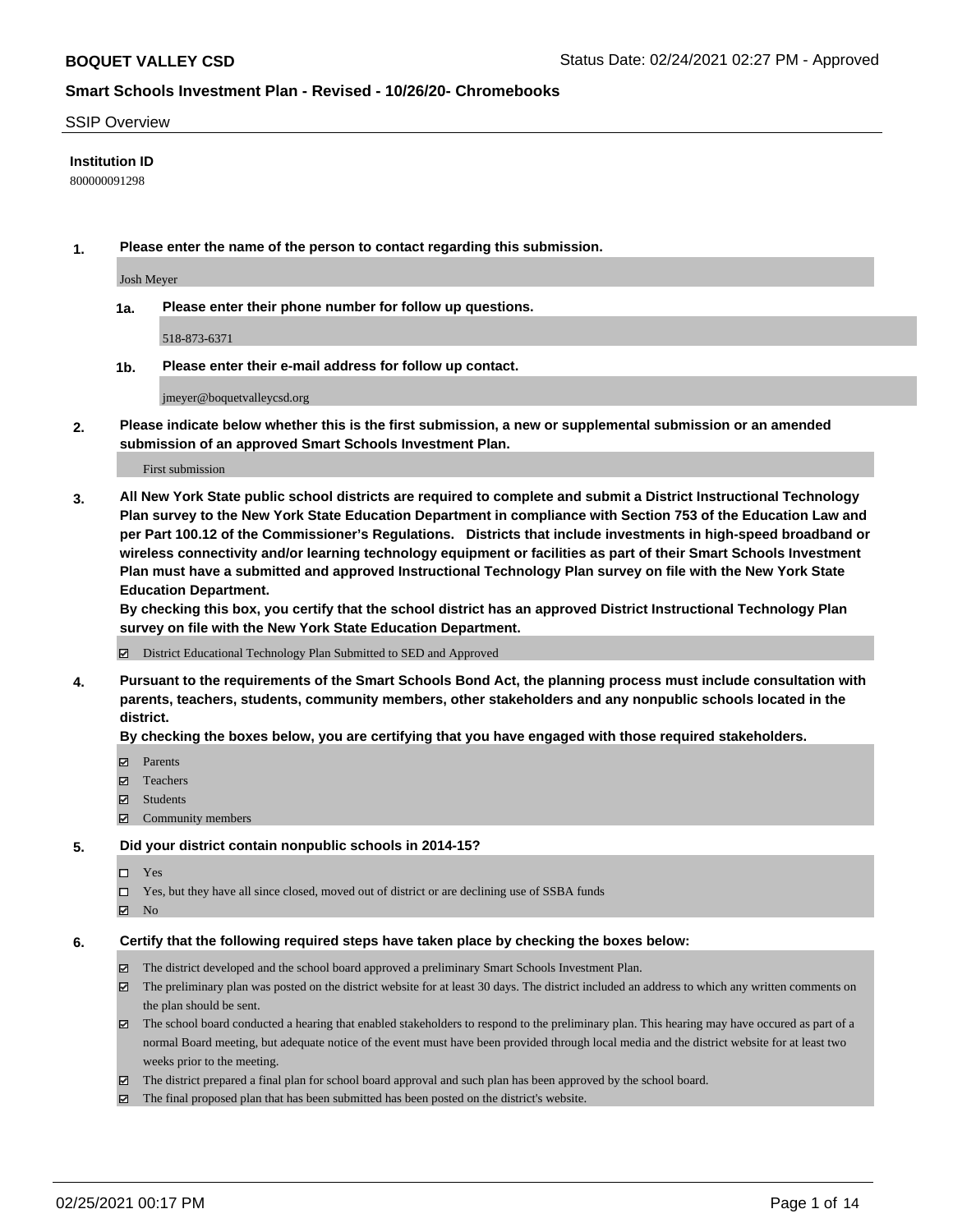## SSIP Overview

**Institution ID**

800000091298

**1. Please enter the name of the person to contact regarding this submission.**

Josh Meyer

**1a. Please enter their phone number for follow up questions.**

518-873-6371

**1b. Please enter their e-mail address for follow up contact.**

jmeyer@boquetvalleycsd.org

**2. Please indicate below whether this is the first submission, a new or supplemental submission or an amended submission of an approved Smart Schools Investment Plan.**

First submission

**3. All New York State public school districts are required to complete and submit a District Instructional Technology Plan survey to the New York State Education Department in compliance with Section 753 of the Education Law and per Part 100.12 of the Commissioner's Regulations. Districts that include investments in high-speed broadband or wireless connectivity and/or learning technology equipment or facilities as part of their Smart Schools Investment Plan must have a submitted and approved Instructional Technology Plan survey on file with the New York State Education Department.**

**By checking this box, you certify that the school district has an approved District Instructional Technology Plan survey on file with the New York State Education Department.**

- [x] District Educational Technology Plan Submitted to SED and Approved

**4. Pursuant to the requirements of the Smart Schools Bond Act, the planning process must include consultation with parents, teachers, students, community members, other stakeholders and any nonpublic schools located in the district.**

**By checking the boxes below, you are certifying that you have engaged with those required stakeholders.**

- [x] Parents
- [x] Teachers
- [x] Students
- [x] Community members

**5. Did your district contain nonpublic schools in 2014-15?**

- [ ] Yes
- [ ] Yes, but they have all since closed, moved out of district or are declining use of SSBA funds
- [x] No

**6. Certify that the following required steps have taken place by checking the boxes below:**

- [x] The district developed and the school board approved a preliminary Smart Schools Investment Plan.
- [x] The preliminary plan was posted on the district website for at least 30 days. The district included an address to which any written comments on the plan should be sent.
- [x] The school board conducted a hearing that enabled stakeholders to respond to the preliminary plan. This hearing may have occured as part of a normal Board meeting, but adequate notice of the event must have been provided through local media and the district website for at least two weeks prior to the meeting.
- [x] The district prepared a final plan for school board approval and such plan has been approved by the school board.
- [x] The final proposed plan that has been submitted has been posted on the district's website.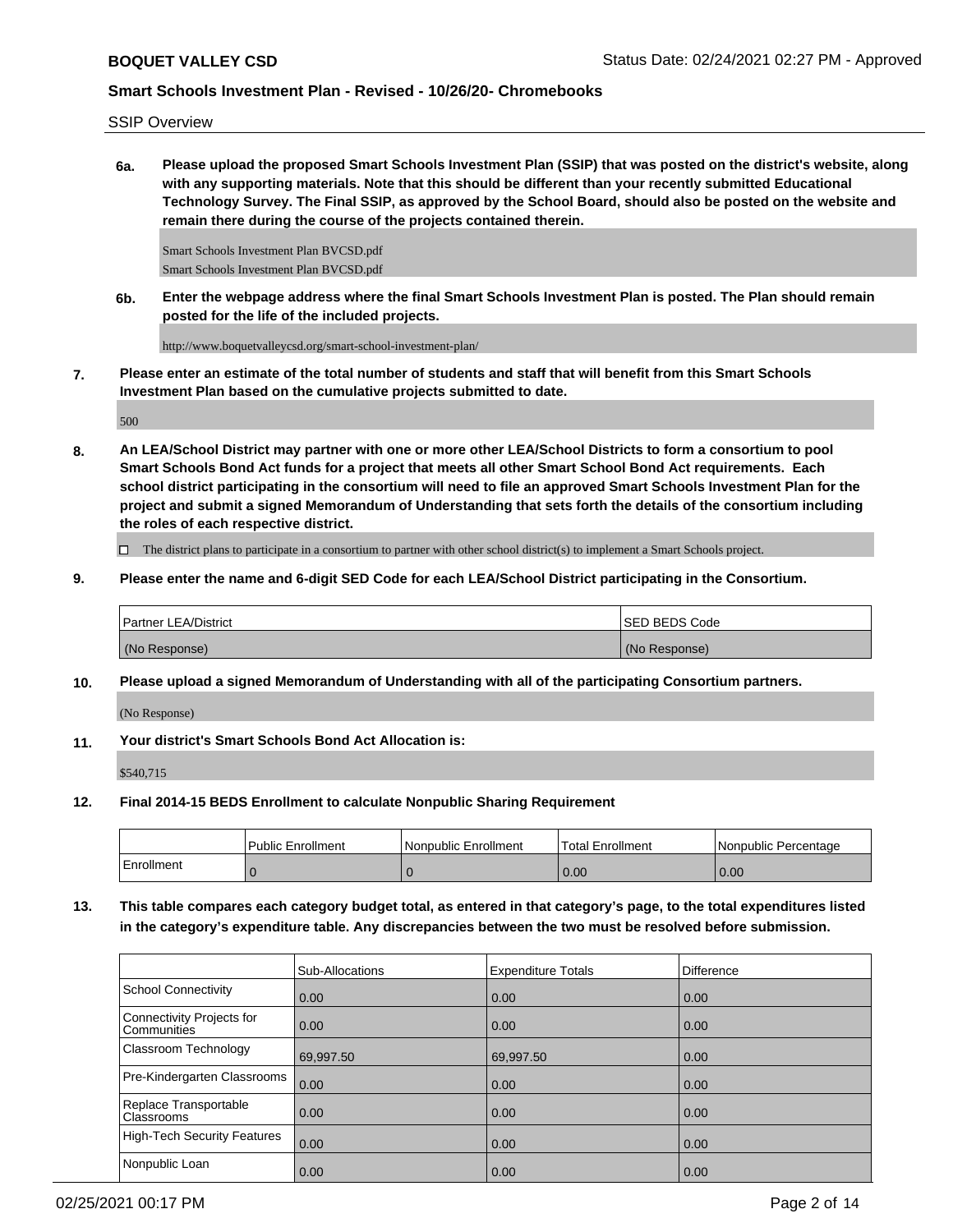SSIP Overview

**6a. Please upload the proposed Smart Schools Investment Plan (SSIP) that was posted on the district's website, along with any supporting materials. Note that this should be different than your recently submitted Educational Technology Survey. The Final SSIP, as approved by the School Board, should also be posted on the website and remain there during the course of the projects contained therein.**

Smart Schools Investment Plan BVCSD.pdf
Smart Schools Investment Plan BVCSD.pdf

**6b. Enter the webpage address where the final Smart Schools Investment Plan is posted. The Plan should remain posted for the life of the included projects.**

http://www.boquetvalleycsd.org/smart-school-investment-plan/

**7. Please enter an estimate of the total number of students and staff that will benefit from this Smart Schools Investment Plan based on the cumulative projects submitted to date.**

500

**8. An LEA/School District may partner with one or more other LEA/School Districts to form a consortium to pool Smart Schools Bond Act funds for a project that meets all other Smart School Bond Act requirements. Each school district participating in the consortium will need to file an approved Smart Schools Investment Plan for the project and submit a signed Memorandum of Understanding that sets forth the details of the consortium including the roles of each respective district.**

☐ The district plans to participate in a consortium to partner with other school district(s) to implement a Smart Schools project.

**9. Please enter the name and 6-digit SED Code for each LEA/School District participating in the Consortium.**

| Partner LEA/District | SED BEDS Code |
|---|---|
| (No Response) | (No Response) |

**10. Please upload a signed Memorandum of Understanding with all of the participating Consortium partners.**

(No Response)

**11. Your district's Smart Schools Bond Act Allocation is:**

$540,715

**12. Final 2014-15 BEDS Enrollment to calculate Nonpublic Sharing Requirement**

| | Public Enrollment | Nonpublic Enrollment | Total Enrollment | Nonpublic Percentage |
|---|---|---|---|---|
| Enrollment | 0 | 0 | 0.00 | 0.00 |

**13. This table compares each category budget total, as entered in that category's page, to the total expenditures listed in the category's expenditure table. Any discrepancies between the two must be resolved before submission.**

| | Sub-Allocations | Expenditure Totals | Difference |
|---|---|---|---|
| School Connectivity | 0.00 | 0.00 | 0.00 |
| Connectivity Projects for Communities | 0.00 | 0.00 | 0.00 |
| Classroom Technology | 69,997.50 | 69,997.50 | 0.00 |
| Pre-Kindergarten Classrooms | 0.00 | 0.00 | 0.00 |
| Replace Transportable Classrooms | 0.00 | 0.00 | 0.00 |
| High-Tech Security Features | 0.00 | 0.00 | 0.00 |
| Nonpublic Loan | 0.00 | 0.00 | 0.00 |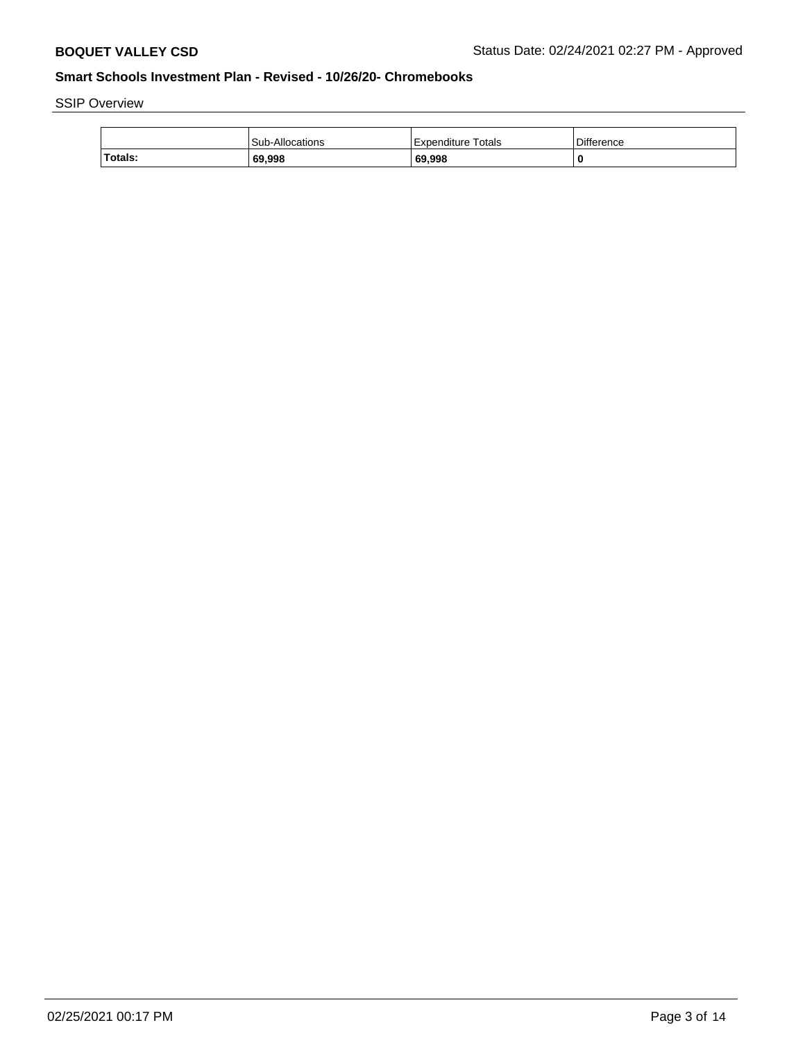SSIP Overview

| | Sub-Allocations | Expenditure Totals | Difference |
|---|---|---|---|
| **Totals:** | **69,998** | **69,998** | **0** |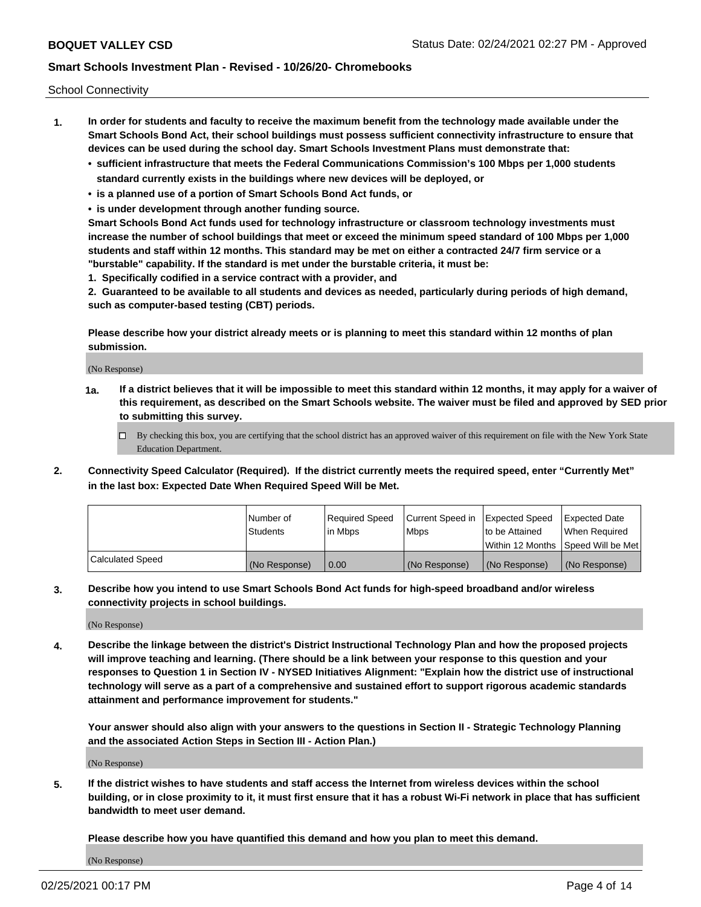School Connectivity

1. **In order for students and faculty to receive the maximum benefit from the technology made available under the Smart Schools Bond Act, their school buildings must possess sufficient connectivity infrastructure to ensure that devices can be used during the school day. Smart Schools Investment Plans must demonstrate that:**
   - **sufficient infrastructure that meets the Federal Communications Commission's 100 Mbps per 1,000 students standard currently exists in the buildings where new devices will be deployed, or**
   - **is a planned use of a portion of Smart Schools Bond Act funds, or**
   - **is under development through another funding source.**

   **Smart Schools Bond Act funds used for technology infrastructure or classroom technology investments must increase the number of school buildings that meet or exceed the minimum speed standard of 100 Mbps per 1,000 students and staff within 12 months. This standard may be met on either a contracted 24/7 firm service or a "burstable" capability. If the standard is met under the burstable criteria, it must be:**

   **1. Specifically codified in a service contract with a provider, and**

   **2. Guaranteed to be available to all students and devices as needed, particularly during periods of high demand, such as computer-based testing (CBT) periods.**

   **Please describe how your district already meets or is planning to meet this standard within 12 months of plan submission.**

   (No Response)

   **1a. If a district believes that it will be impossible to meet this standard within 12 months, it may apply for a waiver of this requirement, as described on the Smart Schools website. The waiver must be filed and approved by SED prior to submitting this survey.**

   ☐ By checking this box, you are certifying that the school district has an approved waiver of this requirement on file with the New York State Education Department.

2. **Connectivity Speed Calculator (Required). If the district currently meets the required speed, enter "Currently Met" in the last box: Expected Date When Required Speed Will be Met.**

| | Number of Students | Required Speed in Mbps | Current Speed in Mbps | Expected Speed to be Attained Within 12 Months | Expected Date When Required Speed Will be Met |
|---|---|---|---|---|---|
| Calculated Speed | (No Response) | 0.00 | (No Response) | (No Response) | (No Response) |

3. **Describe how you intend to use Smart Schools Bond Act funds for high-speed broadband and/or wireless connectivity projects in school buildings.**

   (No Response)

4. **Describe the linkage between the district's District Instructional Technology Plan and how the proposed projects will improve teaching and learning. (There should be a link between your response to this question and your responses to Question 1 in Section IV - NYSED Initiatives Alignment: "Explain how the district use of instructional technology will serve as a part of a comprehensive and sustained effort to support rigorous academic standards attainment and performance improvement for students."**

   **Your answer should also align with your answers to the questions in Section II - Strategic Technology Planning and the associated Action Steps in Section III - Action Plan.)**

   (No Response)

5. **If the district wishes to have students and staff access the Internet from wireless devices within the school building, or in close proximity to it, it must first ensure that it has a robust Wi-Fi network in place that has sufficient bandwidth to meet user demand.**

   **Please describe how you have quantified this demand and how you plan to meet this demand.**

   (No Response)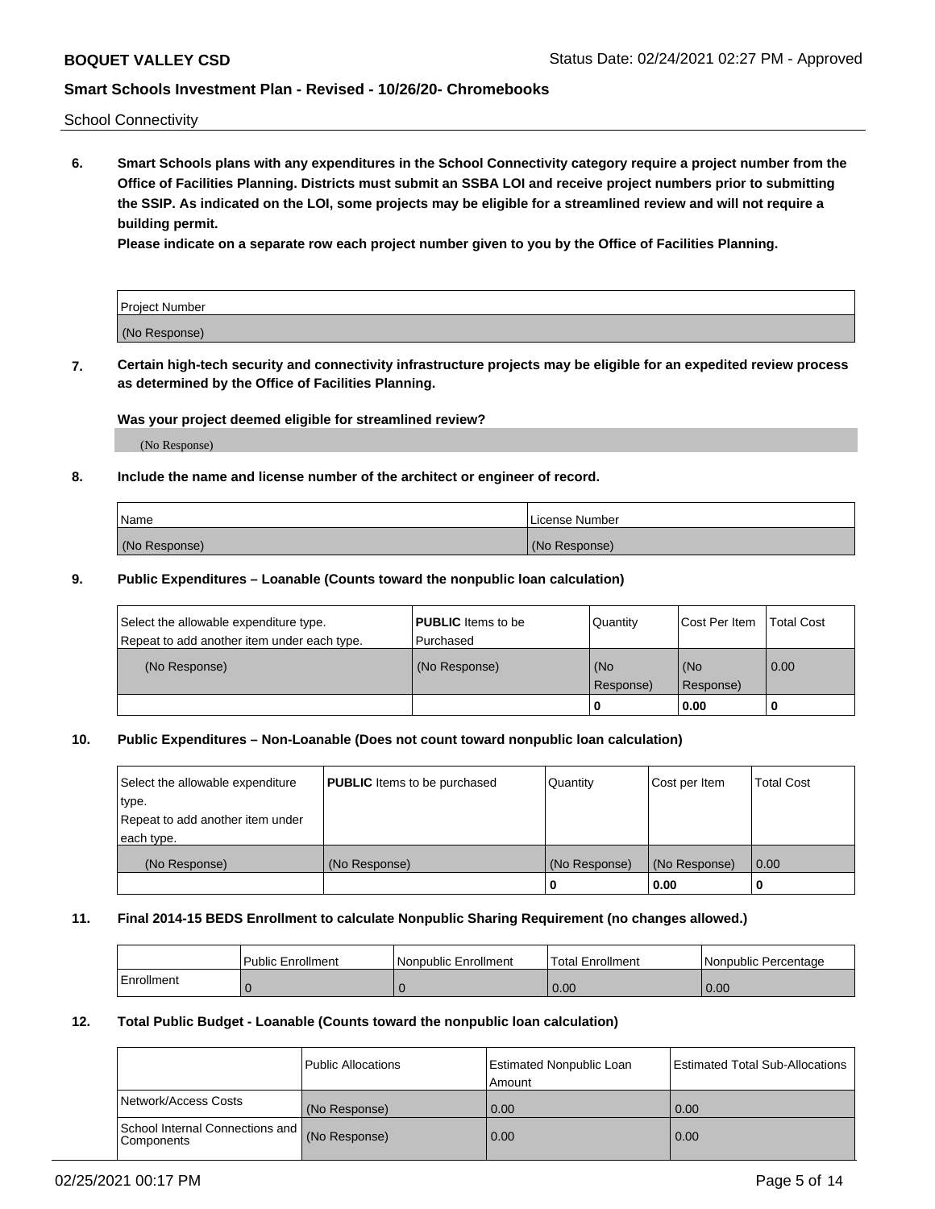School Connectivity

**6. Smart Schools plans with any expenditures in the School Connectivity category require a project number from the Office of Facilities Planning. Districts must submit an SSBA LOI and receive project numbers prior to submitting the SSIP. As indicated on the LOI, some projects may be eligible for a streamlined review and will not require a building permit.**

**Please indicate on a separate row each project number given to you by the Office of Facilities Planning.**

| Project Number |
|---|
| (No Response) |

**7. Certain high-tech security and connectivity infrastructure projects may be eligible for an expedited review process as determined by the Office of Facilities Planning.**

**Was your project deemed eligible for streamlined review?**

(No Response)

**8. Include the name and license number of the architect or engineer of record.**

| Name | License Number |
|---|---|
| (No Response) | (No Response) |

**9. Public Expenditures – Loanable (Counts toward the nonpublic loan calculation)**

| Select the allowable expenditure type. Repeat to add another item under each type. | **PUBLIC** Items to be Purchased | Quantity | Cost Per Item | Total Cost |
|---|---|---|---|---|
| (No Response) | (No Response) | (No Response) | (No Response) | 0.00 |
| | | 0 | 0.00 | 0 |

**10. Public Expenditures – Non-Loanable (Does not count toward nonpublic loan calculation)**

| Select the allowable expenditure type. Repeat to add another item under each type. | **PUBLIC** Items to be purchased | Quantity | Cost per Item | Total Cost |
|---|---|---|---|---|
| (No Response) | (No Response) | (No Response) | (No Response) | 0.00 |
| | | 0 | 0.00 | 0 |

**11. Final 2014-15 BEDS Enrollment to calculate Nonpublic Sharing Requirement (no changes allowed.)**

| | Public Enrollment | Nonpublic Enrollment | Total Enrollment | Nonpublic Percentage |
|---|---|---|---|---|
| Enrollment | 0 | 0 | 0.00 | 0.00 |

**12. Total Public Budget - Loanable (Counts toward the nonpublic loan calculation)**

| | Public Allocations | Estimated Nonpublic Loan Amount | Estimated Total Sub-Allocations |
|---|---|---|---|
| Network/Access Costs | (No Response) | 0.00 | 0.00 |
| School Internal Connections and Components | (No Response) | 0.00 | 0.00 |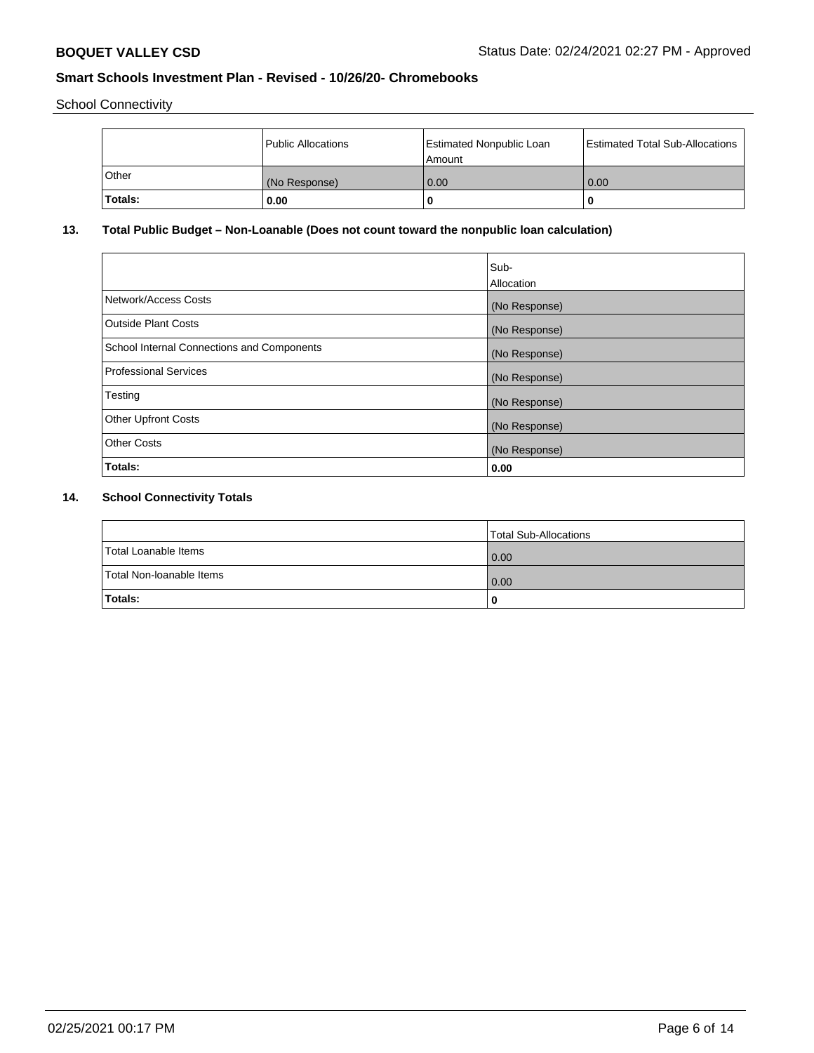School Connectivity

| | Public Allocations | Estimated Nonpublic Loan Amount | Estimated Total Sub-Allocations |
|---|---|---|---|
| Other | (No Response) | 0.00 | 0.00 |
| **Totals:** | **0.00** | **0** | **0** |

## 13. Total Public Budget – Non-Loanable (Does not count toward the nonpublic loan calculation)

| | Sub-Allocation |
|---|---|
| Network/Access Costs | (No Response) |
| Outside Plant Costs | (No Response) |
| School Internal Connections and Components | (No Response) |
| Professional Services | (No Response) |
| Testing | (No Response) |
| Other Upfront Costs | (No Response) |
| Other Costs | (No Response) |
| **Totals:** | **0.00** |

## 14. School Connectivity Totals

| | Total Sub-Allocations |
|---|---|
| Total Loanable Items | 0.00 |
| Total Non-loanable Items | 0.00 |
| **Totals:** | **0** |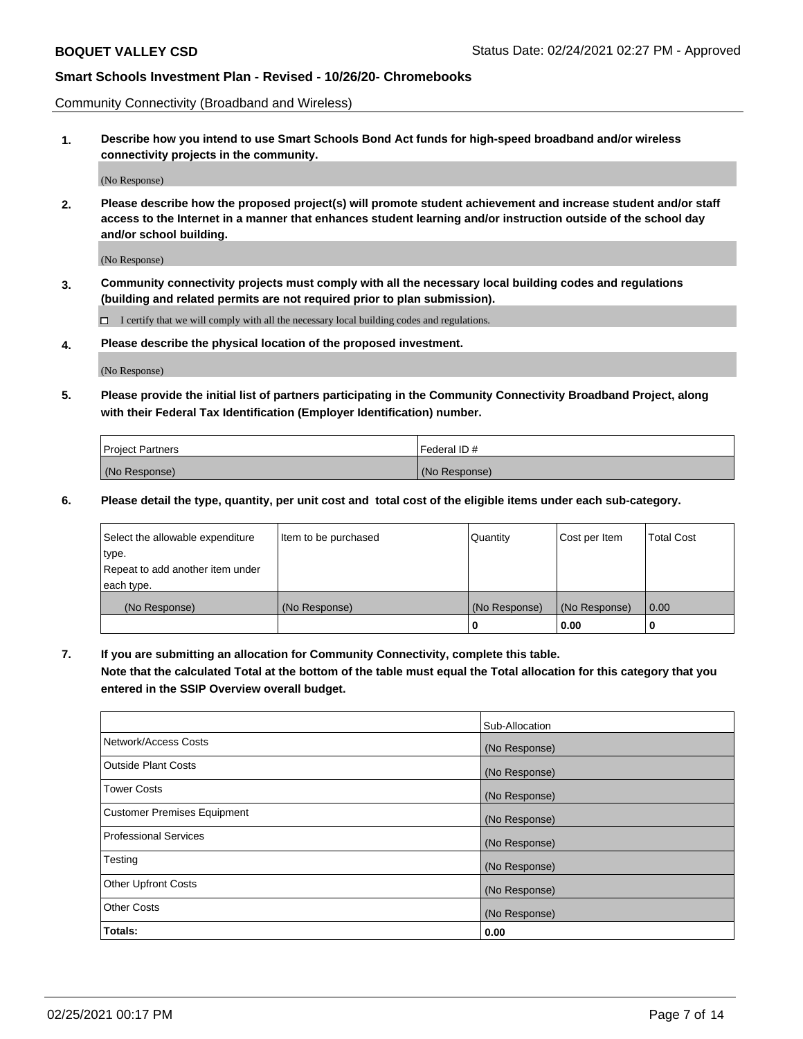Community Connectivity (Broadband and Wireless)

**1. Describe how you intend to use Smart Schools Bond Act funds for high-speed broadband and/or wireless connectivity projects in the community.**

(No Response)

**2. Please describe how the proposed project(s) will promote student achievement and increase student and/or staff access to the Internet in a manner that enhances student learning and/or instruction outside of the school day and/or school building.**

(No Response)

**3. Community connectivity projects must comply with all the necessary local building codes and regulations (building and related permits are not required prior to plan submission).**

☐ I certify that we will comply with all the necessary local building codes and regulations.

**4. Please describe the physical location of the proposed investment.**

(No Response)

**5. Please provide the initial list of partners participating in the Community Connectivity Broadband Project, along with their Federal Tax Identification (Employer Identification) number.**

| Project Partners | Federal ID # |
|---|---|
| (No Response) | (No Response) |

**6. Please detail the type, quantity, per unit cost and total cost of the eligible items under each sub-category.**

| Select the allowable expenditure type. Repeat to add another item under each type. | Item to be purchased | Quantity | Cost per Item | Total Cost |
|---|---|---|---|---|
| (No Response) | (No Response) | (No Response) | (No Response) | 0.00 |
| | | **0** | **0.00** | **0** |

**7. If you are submitting an allocation for Community Connectivity, complete this table. Note that the calculated Total at the bottom of the table must equal the Total allocation for this category that you entered in the SSIP Overview overall budget.**

| | Sub-Allocation |
|---|---|
| Network/Access Costs | (No Response) |
| Outside Plant Costs | (No Response) |
| Tower Costs | (No Response) |
| Customer Premises Equipment | (No Response) |
| Professional Services | (No Response) |
| Testing | (No Response) |
| Other Upfront Costs | (No Response) |
| Other Costs | (No Response) |
| **Totals:** | **0.00** |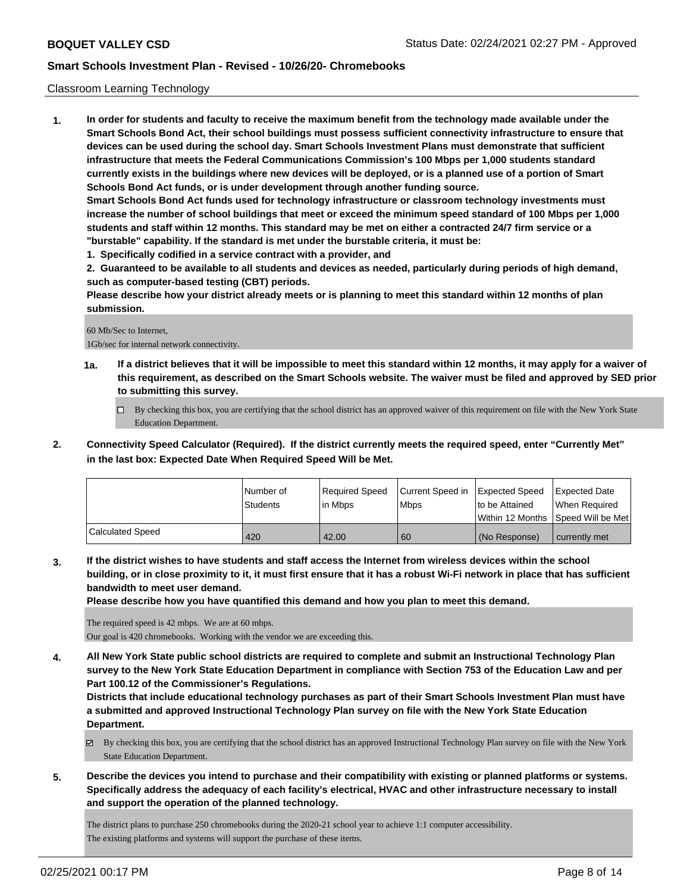Classroom Learning Technology

**1. In order for students and faculty to receive the maximum benefit from the technology made available under the Smart Schools Bond Act, their school buildings must possess sufficient connectivity infrastructure to ensure that devices can be used during the school day. Smart Schools Investment Plans must demonstrate that sufficient infrastructure that meets the Federal Communications Commission's 100 Mbps per 1,000 students standard currently exists in the buildings where new devices will be deployed, or is a planned use of a portion of Smart Schools Bond Act funds, or is under development through another funding source.**

**Smart Schools Bond Act funds used for technology infrastructure or classroom technology investments must increase the number of school buildings that meet or exceed the minimum speed standard of 100 Mbps per 1,000 students and staff within 12 months. This standard may be met on either a contracted 24/7 firm service or a "burstable" capability. If the standard is met under the burstable criteria, it must be:**

**1. Specifically codified in a service contract with a provider, and**

**2. Guaranteed to be available to all students and devices as needed, particularly during periods of high demand, such as computer-based testing (CBT) periods.**

**Please describe how your district already meets or is planning to meet this standard within 12 months of plan submission.**

60 Mb/Sec to Internet,
1Gb/sec for internal network connectivity.

**1a. If a district believes that it will be impossible to meet this standard within 12 months, it may apply for a waiver of this requirement, as described on the Smart Schools website. The waiver must be filed and approved by SED prior to submitting this survey.**

☐ By checking this box, you are certifying that the school district has an approved waiver of this requirement on file with the New York State Education Department.

**2. Connectivity Speed Calculator (Required). If the district currently meets the required speed, enter "Currently Met" in the last box: Expected Date When Required Speed Will be Met.**

| | Number of Students | Required Speed in Mbps | Current Speed in Mbps | Expected Speed to be Attained Within 12 Months | Expected Date When Required Speed Will be Met |
|---|---|---|---|---|---|
| Calculated Speed | 420 | 42.00 | 60 | (No Response) | currently met |

**3. If the district wishes to have students and staff access the Internet from wireless devices within the school building, or in close proximity to it, it must first ensure that it has a robust Wi-Fi network in place that has sufficient bandwidth to meet user demand.**

**Please describe how you have quantified this demand and how you plan to meet this demand.**

The required speed is 42 mbps. We are at 60 mbps.
Our goal is 420 chromebooks. Working with the vendor we are exceeding this.

**4. All New York State public school districts are required to complete and submit an Instructional Technology Plan survey to the New York State Education Department in compliance with Section 753 of the Education Law and per Part 100.12 of the Commissioner's Regulations.**

**Districts that include educational technology purchases as part of their Smart Schools Investment Plan must have a submitted and approved Instructional Technology Plan survey on file with the New York State Education Department.**

☑ By checking this box, you are certifying that the school district has an approved Instructional Technology Plan survey on file with the New York State Education Department.

**5. Describe the devices you intend to purchase and their compatibility with existing or planned platforms or systems. Specifically address the adequacy of each facility's electrical, HVAC and other infrastructure necessary to install and support the operation of the planned technology.**

The district plans to purchase 250 chromebooks during the 2020-21 school year to achieve 1:1 computer accessibility.
The existing platforms and systems will support the purchase of these items.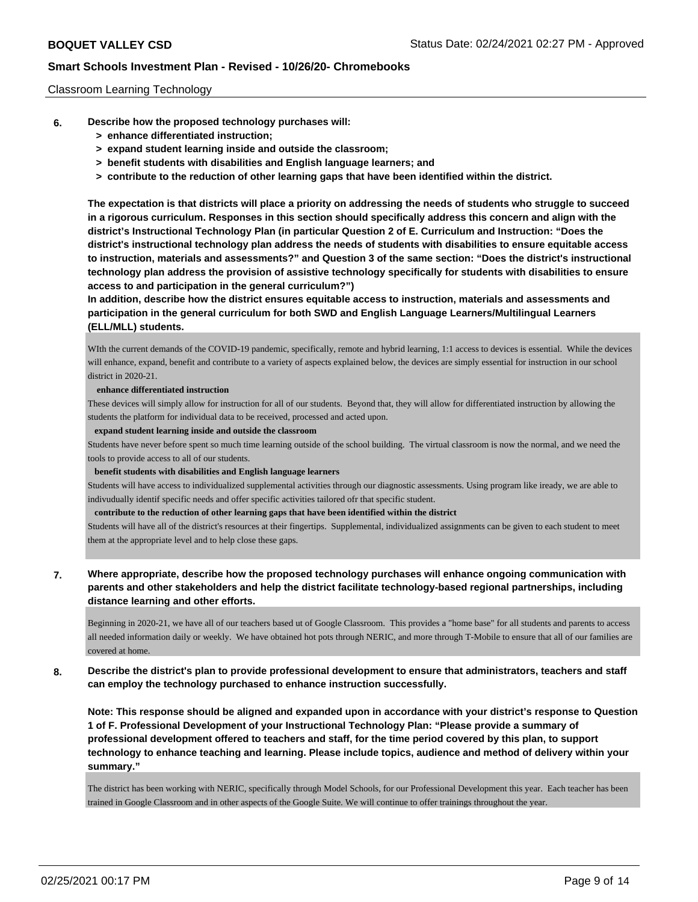Classroom Learning Technology

**6. Describe how the proposed technology purchases will:**
> **> enhance differentiated instruction;**
> **> expand student learning inside and outside the classroom;**
> **> benefit students with disabilities and English language learners; and**
> **> contribute to the reduction of other learning gaps that have been identified within the district.**

**The expectation is that districts will place a priority on addressing the needs of students who struggle to succeed in a rigorous curriculum. Responses in this section should specifically address this concern and align with the district's Instructional Technology Plan (in particular Question 2 of E. Curriculum and Instruction: "Does the district's instructional technology plan address the needs of students with disabilities to ensure equitable access to instruction, materials and assessments?" and Question 3 of the same section: "Does the district's instructional technology plan address the provision of assistive technology specifically for students with disabilities to ensure access to and participation in the general curriculum?")**

**In addition, describe how the district ensures equitable access to instruction, materials and assessments and participation in the general curriculum for both SWD and English Language Learners/Multilingual Learners (ELL/MLL) students.**

WIth the current demands of the COVID-19 pandemic, specifically, remote and hybrid learning, 1:1 access to devices is essential. While the devices will enhance, expand, benefit and contribute to a variety of aspects explained below, the devices are simply essential for instruction in our school district in 2020-21.

**enhance differentiated instruction**

These devices will simply allow for instruction for all of our students. Beyond that, they will allow for differentiated instruction by allowing the students the platform for individual data to be received, processed and acted upon.

**expand student learning inside and outside the classroom**

Students have never before spent so much time learning outside of the school building. The virtual classroom is now the normal, and we need the tools to provide access to all of our students.

**benefit students with disabilities and English language learners**

Students will have access to individualized supplemental activities through our diagnostic assessments. Using program like iready, we are able to indivudually identif specific needs and offer specific activities tailored ofr that specific student.

**contribute to the reduction of other learning gaps that have been identified within the district**

Students will have all of the district's resources at their fingertips. Supplemental, individualized assignments can be given to each student to meet them at the appropriate level and to help close these gaps.

**7. Where appropriate, describe how the proposed technology purchases will enhance ongoing communication with parents and other stakeholders and help the district facilitate technology-based regional partnerships, including distance learning and other efforts.**

Beginning in 2020-21, we have all of our teachers based ut of Google Classroom. This provides a "home base" for all students and parents to access all needed information daily or weekly. We have obtained hot pots through NERIC, and more through T-Mobile to ensure that all of our families are covered at home.

**8. Describe the district's plan to provide professional development to ensure that administrators, teachers and staff can employ the technology purchased to enhance instruction successfully.**

**Note: This response should be aligned and expanded upon in accordance with your district's response to Question 1 of F. Professional Development of your Instructional Technology Plan: "Please provide a summary of professional development offered to teachers and staff, for the time period covered by this plan, to support technology to enhance teaching and learning. Please include topics, audience and method of delivery within your summary."**

The district has been working with NERIC, specifically through Model Schools, for our Professional Development this year. Each teacher has been trained in Google Classroom and in other aspects of the Google Suite. We will continue to offer trainings throughout the year.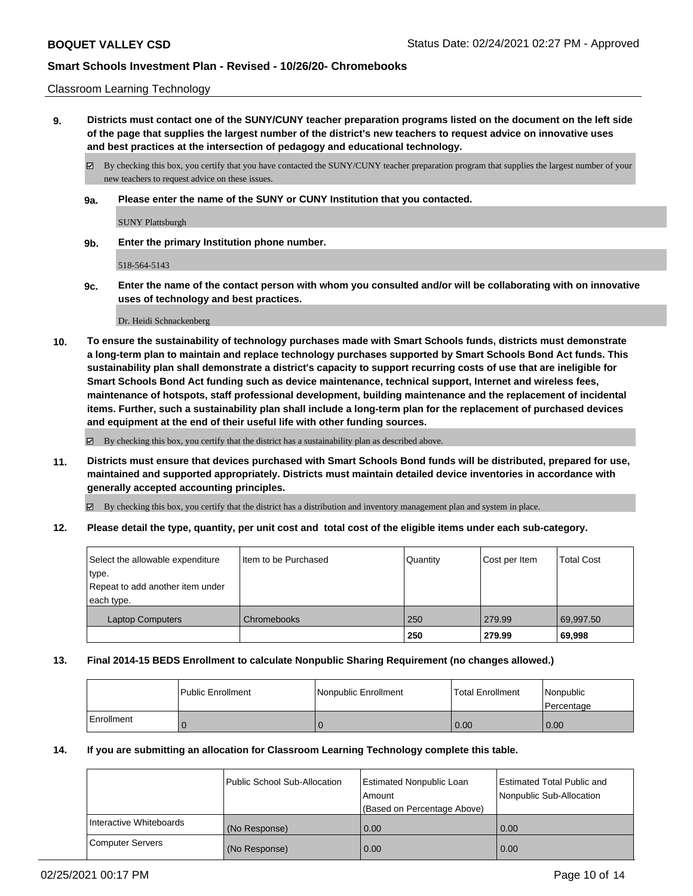Classroom Learning Technology

**9. Districts must contact one of the SUNY/CUNY teacher preparation programs listed on the document on the left side of the page that supplies the largest number of the district's new teachers to request advice on innovative uses and best practices at the intersection of pedagogy and educational technology.**

☑ By checking this box, you certify that you have contacted the SUNY/CUNY teacher preparation program that supplies the largest number of your new teachers to request advice on these issues.

**9a. Please enter the name of the SUNY or CUNY Institution that you contacted.**

SUNY Plattsburgh

**9b. Enter the primary Institution phone number.**

518-564-5143

**9c. Enter the name of the contact person with whom you consulted and/or will be collaborating with on innovative uses of technology and best practices.**

Dr. Heidi Schnackenberg

**10. To ensure the sustainability of technology purchases made with Smart Schools funds, districts must demonstrate a long-term plan to maintain and replace technology purchases supported by Smart Schools Bond Act funds. This sustainability plan shall demonstrate a district's capacity to support recurring costs of use that are ineligible for Smart Schools Bond Act funding such as device maintenance, technical support, Internet and wireless fees, maintenance of hotspots, staff professional development, building maintenance and the replacement of incidental items. Further, such a sustainability plan shall include a long-term plan for the replacement of purchased devices and equipment at the end of their useful life with other funding sources.**

☑ By checking this box, you certify that the district has a sustainability plan as described above.

**11. Districts must ensure that devices purchased with Smart Schools Bond funds will be distributed, prepared for use, maintained and supported appropriately. Districts must maintain detailed device inventories in accordance with generally accepted accounting principles.**

☑ By checking this box, you certify that the district has a distribution and inventory management plan and system in place.

**12. Please detail the type, quantity, per unit cost and total cost of the eligible items under each sub-category.**

| Select the allowable expenditure type. Repeat to add another item under each type. | Item to be Purchased | Quantity | Cost per Item | Total Cost |
|---|---|---|---|---|
| Laptop Computers | Chromebooks | 250 | 279.99 | 69,997.50 |
| | | **250** | **279.99** | **69,998** |

**13. Final 2014-15 BEDS Enrollment to calculate Nonpublic Sharing Requirement (no changes allowed.)**

| | Public Enrollment | Nonpublic Enrollment | Total Enrollment | Nonpublic Percentage |
|---|---|---|---|---|
| Enrollment | 0 | 0 | 0.00 | 0.00 |

**14. If you are submitting an allocation for Classroom Learning Technology complete this table.**

| | Public School Sub-Allocation | Estimated Nonpublic Loan Amount (Based on Percentage Above) | Estimated Total Public and Nonpublic Sub-Allocation |
|---|---|---|---|
| Interactive Whiteboards | (No Response) | 0.00 | 0.00 |
| Computer Servers | (No Response) | 0.00 | 0.00 |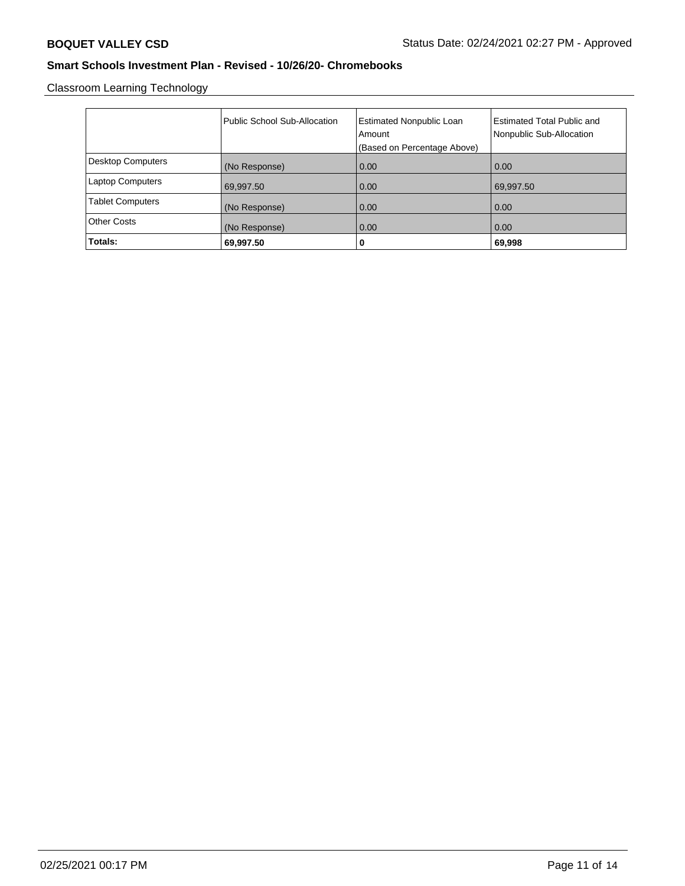Classroom Learning Technology

| | Public School Sub-Allocation | Estimated Nonpublic Loan Amount (Based on Percentage Above) | Estimated Total Public and Nonpublic Sub-Allocation |
|---|---|---|---|
| Desktop Computers | (No Response) | 0.00 | 0.00 |
| Laptop Computers | 69,997.50 | 0.00 | 69,997.50 |
| Tablet Computers | (No Response) | 0.00 | 0.00 |
| Other Costs | (No Response) | 0.00 | 0.00 |
| **Totals:** | **69,997.50** | **0** | **69,998** |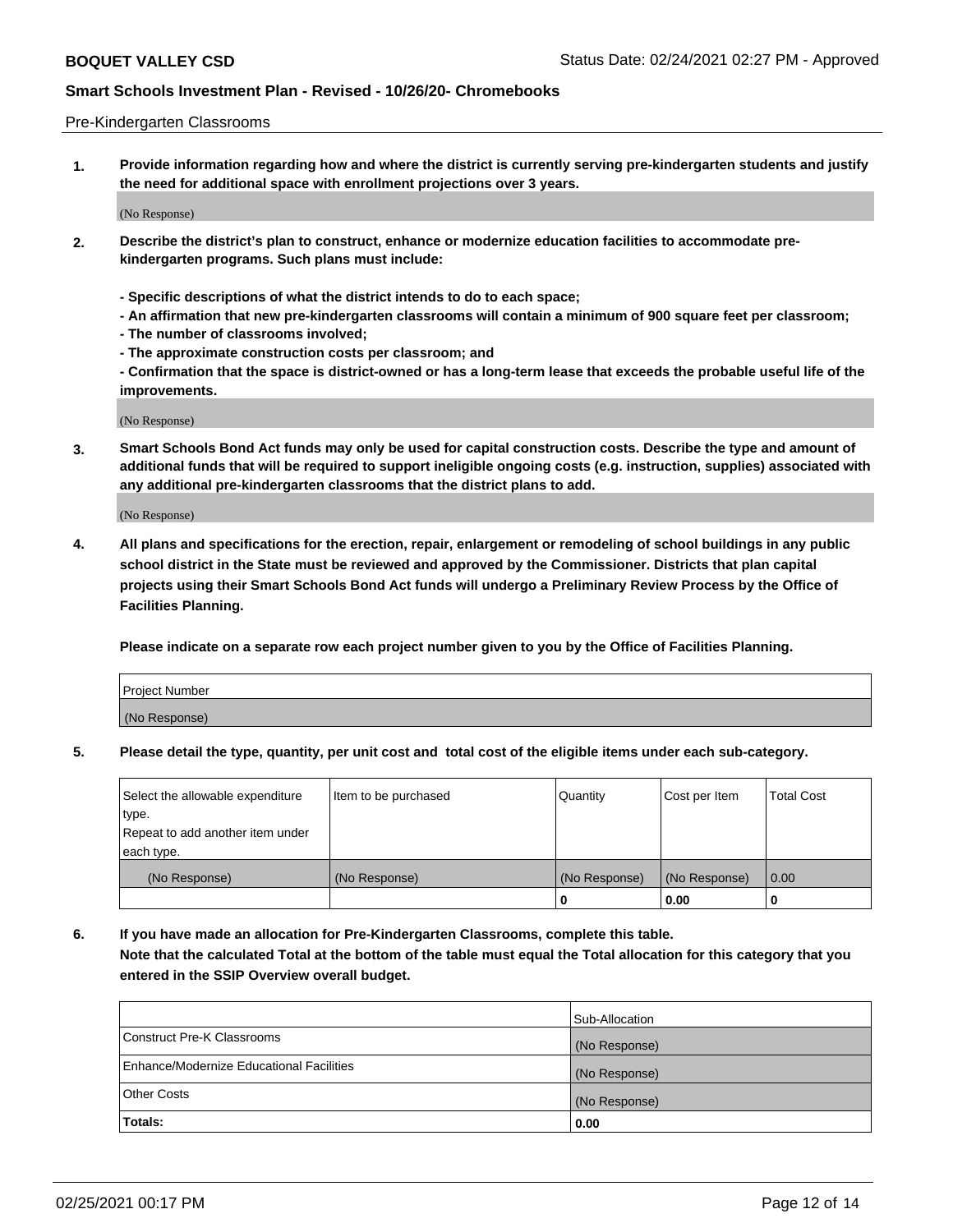Pre-Kindergarten Classrooms

**1. Provide information regarding how and where the district is currently serving pre-kindergarten students and justify the need for additional space with enrollment projections over 3 years.**

(No Response)

**2. Describe the district's plan to construct, enhance or modernize education facilities to accommodate pre-kindergarten programs. Such plans must include:**

**- Specific descriptions of what the district intends to do to each space;**
**- An affirmation that new pre-kindergarten classrooms will contain a minimum of 900 square feet per classroom;**
**- The number of classrooms involved;**
**- The approximate construction costs per classroom; and**
**- Confirmation that the space is district-owned or has a long-term lease that exceeds the probable useful life of the improvements.**

(No Response)

**3. Smart Schools Bond Act funds may only be used for capital construction costs. Describe the type and amount of additional funds that will be required to support ineligible ongoing costs (e.g. instruction, supplies) associated with any additional pre-kindergarten classrooms that the district plans to add.**

(No Response)

**4. All plans and specifications for the erection, repair, enlargement or remodeling of school buildings in any public school district in the State must be reviewed and approved by the Commissioner. Districts that plan capital projects using their Smart Schools Bond Act funds will undergo a Preliminary Review Process by the Office of Facilities Planning.**

**Please indicate on a separate row each project number given to you by the Office of Facilities Planning.**

| Project Number |
|---|
| (No Response) |

**5. Please detail the type, quantity, per unit cost and total cost of the eligible items under each sub-category.**

| Select the allowable expenditure type. Repeat to add another item under each type. | Item to be purchased | Quantity | Cost per Item | Total Cost |
|---|---|---|---|---|
| (No Response) | (No Response) | (No Response) | (No Response) | 0.00 |
| | | 0 | 0.00 | 0 |

**6. If you have made an allocation for Pre-Kindergarten Classrooms, complete this table. Note that the calculated Total at the bottom of the table must equal the Total allocation for this category that you entered in the SSIP Overview overall budget.**

| | Sub-Allocation |
|---|---|
| Construct Pre-K Classrooms | (No Response) |
| Enhance/Modernize Educational Facilities | (No Response) |
| Other Costs | (No Response) |
| **Totals:** | **0.00** |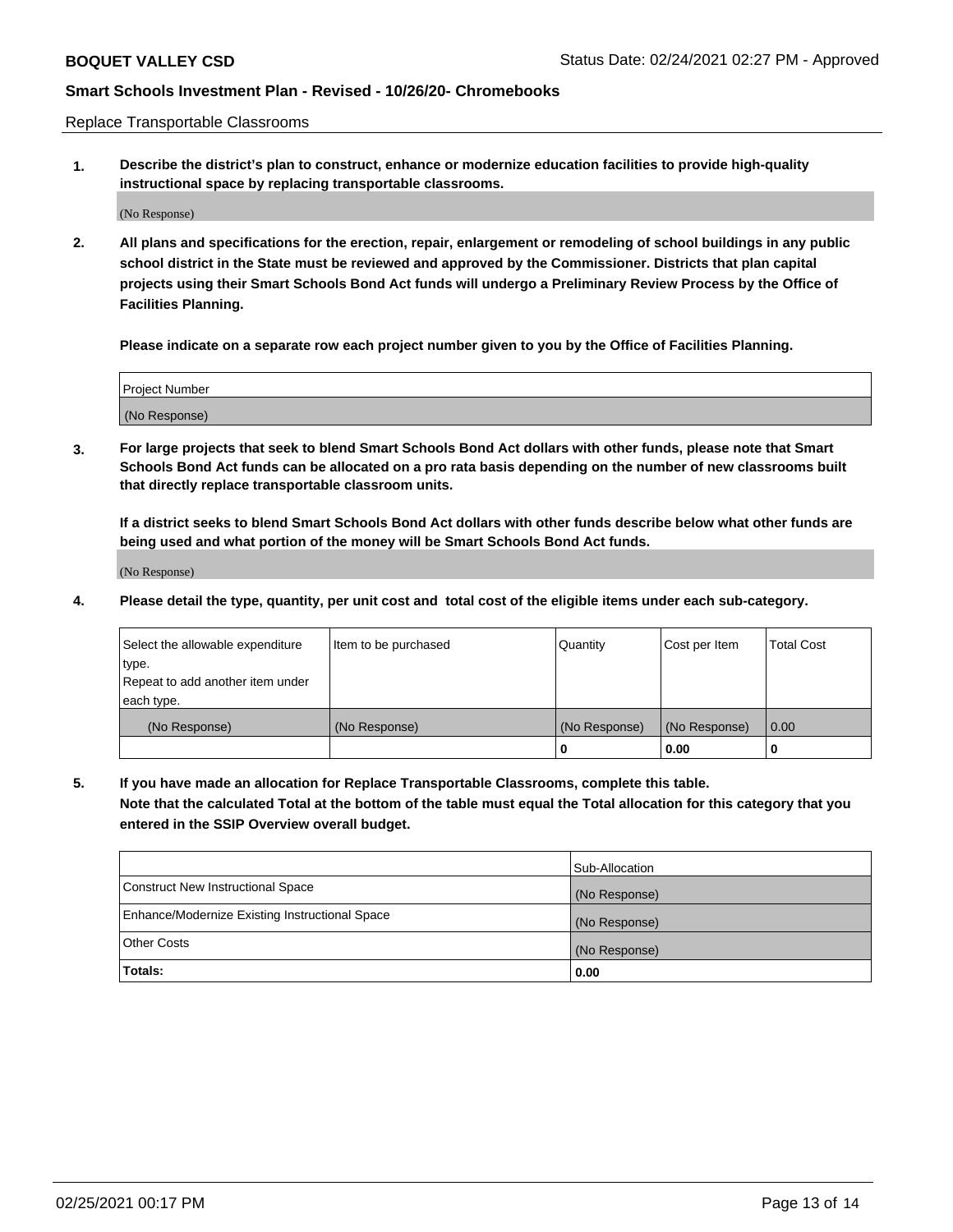Replace Transportable Classrooms

**1. Describe the district's plan to construct, enhance or modernize education facilities to provide high-quality instructional space by replacing transportable classrooms.**

(No Response)

**2. All plans and specifications for the erection, repair, enlargement or remodeling of school buildings in any public school district in the State must be reviewed and approved by the Commissioner. Districts that plan capital projects using their Smart Schools Bond Act funds will undergo a Preliminary Review Process by the Office of Facilities Planning.**

**Please indicate on a separate row each project number given to you by the Office of Facilities Planning.**

| Project Number |
|---|
| (No Response) |

**3. For large projects that seek to blend Smart Schools Bond Act dollars with other funds, please note that Smart Schools Bond Act funds can be allocated on a pro rata basis depending on the number of new classrooms built that directly replace transportable classroom units.**

**If a district seeks to blend Smart Schools Bond Act dollars with other funds describe below what other funds are being used and what portion of the money will be Smart Schools Bond Act funds.**

(No Response)

**4. Please detail the type, quantity, per unit cost and total cost of the eligible items under each sub-category.**

| Select the allowable expenditure type. Repeat to add another item under each type. | Item to be purchased | Quantity | Cost per Item | Total Cost |
|---|---|---|---|---|
| (No Response) | (No Response) | (No Response) | (No Response) | 0.00 |
| | | **0** | **0.00** | **0** |

**5. If you have made an allocation for Replace Transportable Classrooms, complete this table. Note that the calculated Total at the bottom of the table must equal the Total allocation for this category that you entered in the SSIP Overview overall budget.**

| | Sub-Allocation |
|---|---|
| Construct New Instructional Space | (No Response) |
| Enhance/Modernize Existing Instructional Space | (No Response) |
| Other Costs | (No Response) |
| **Totals:** | **0.00** |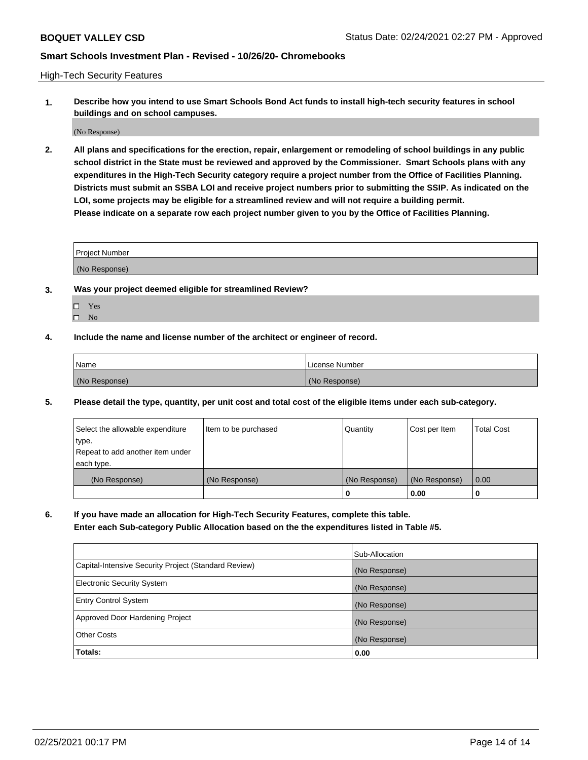High-Tech Security Features

**1. Describe how you intend to use Smart Schools Bond Act funds to install high-tech security features in school buildings and on school campuses.**

(No Response)

**2. All plans and specifications for the erection, repair, enlargement or remodeling of school buildings in any public school district in the State must be reviewed and approved by the Commissioner. Smart Schools plans with any expenditures in the High-Tech Security category require a project number from the Office of Facilities Planning. Districts must submit an SSBA LOI and receive project numbers prior to submitting the SSIP. As indicated on the LOI, some projects may be eligible for a streamlined review and will not require a building permit.**
**Please indicate on a separate row each project number given to you by the Office of Facilities Planning.**

| Project Number |
|---|
| (No Response) |

**3. Was your project deemed eligible for streamlined Review?**

- ☐ Yes
- ☐ No

**4. Include the name and license number of the architect or engineer of record.**

| Name | License Number |
|---|---|
| (No Response) | (No Response) |

**5. Please detail the type, quantity, per unit cost and total cost of the eligible items under each sub-category.**

| Select the allowable expenditure type. Repeat to add another item under each type. | Item to be purchased | Quantity | Cost per Item | Total Cost |
|---|---|---|---|---|
| (No Response) | (No Response) | (No Response) | (No Response) | 0.00 |
| | | 0 | 0.00 | 0 |

**6. If you have made an allocation for High-Tech Security Features, complete this table.**
**Enter each Sub-category Public Allocation based on the the expenditures listed in Table #5.**

| | Sub-Allocation |
|---|---|
| Capital-Intensive Security Project (Standard Review) | (No Response) |
| Electronic Security System | (No Response) |
| Entry Control System | (No Response) |
| Approved Door Hardening Project | (No Response) |
| Other Costs | (No Response) |
| **Totals:** | **0.00** |